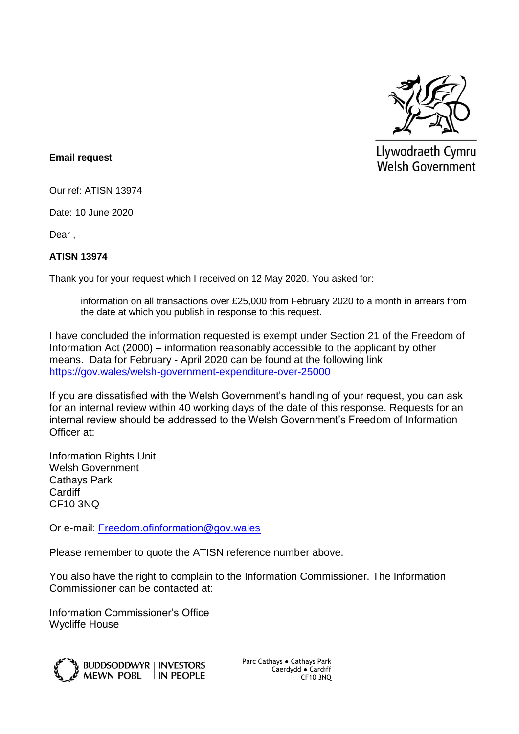Llywodraeth Cymru
Welsh Government

**Email request**

Our ref: ATISN 13974

Date: 10 June 2020

Dear ,

**ATISN 13974**

Thank you for your request which I received on 12 May 2020. You asked for:

> information on all transactions over £25,000 from February 2020 to a month in arrears from the date at which you publish in response to this request.

I have concluded the information requested is exempt under Section 21 of the Freedom of Information Act (2000) – information reasonably accessible to the applicant by other means. Data for February - April 2020 can be found at the following link https://gov.wales/welsh-government-expenditure-over-25000

If you are dissatisfied with the Welsh Government's handling of your request, you can ask for an internal review within 40 working days of the date of this response. Requests for an internal review should be addressed to the Welsh Government's Freedom of Information Officer at:

Information Rights Unit
Welsh Government
Cathays Park
Cardiff
CF10 3NQ

Or e-mail: Freedom.ofinformation@gov.wales

Please remember to quote the ATISN reference number above.

You also have the right to complain to the Information Commissioner. The Information Commissioner can be contacted at:

Information Commissioner's Office
Wycliffe House

BUDDSODDWYR MEWN POBL | INVESTORS IN PEOPLE

Parc Cathays ● Cathays Park
Caerdydd ● Cardiff
CF10 3NQ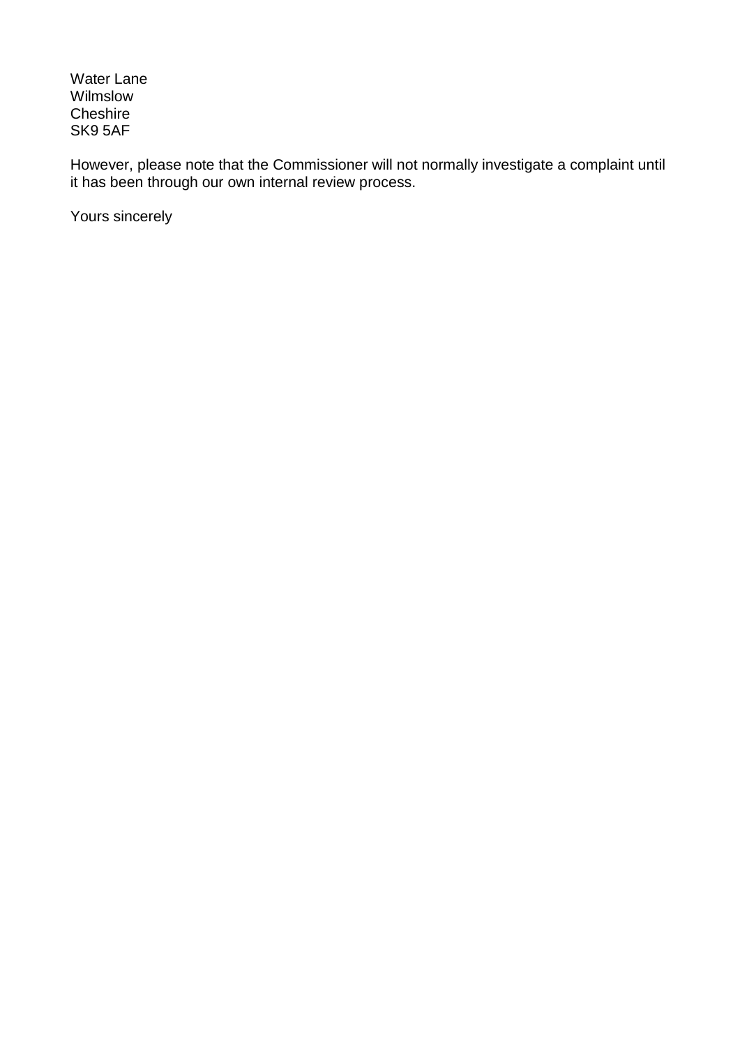Water Lane
Wilmslow
Cheshire
SK9 5AF

However, please note that the Commissioner will not normally investigate a complaint until it has been through our own internal review process.

Yours sincerely